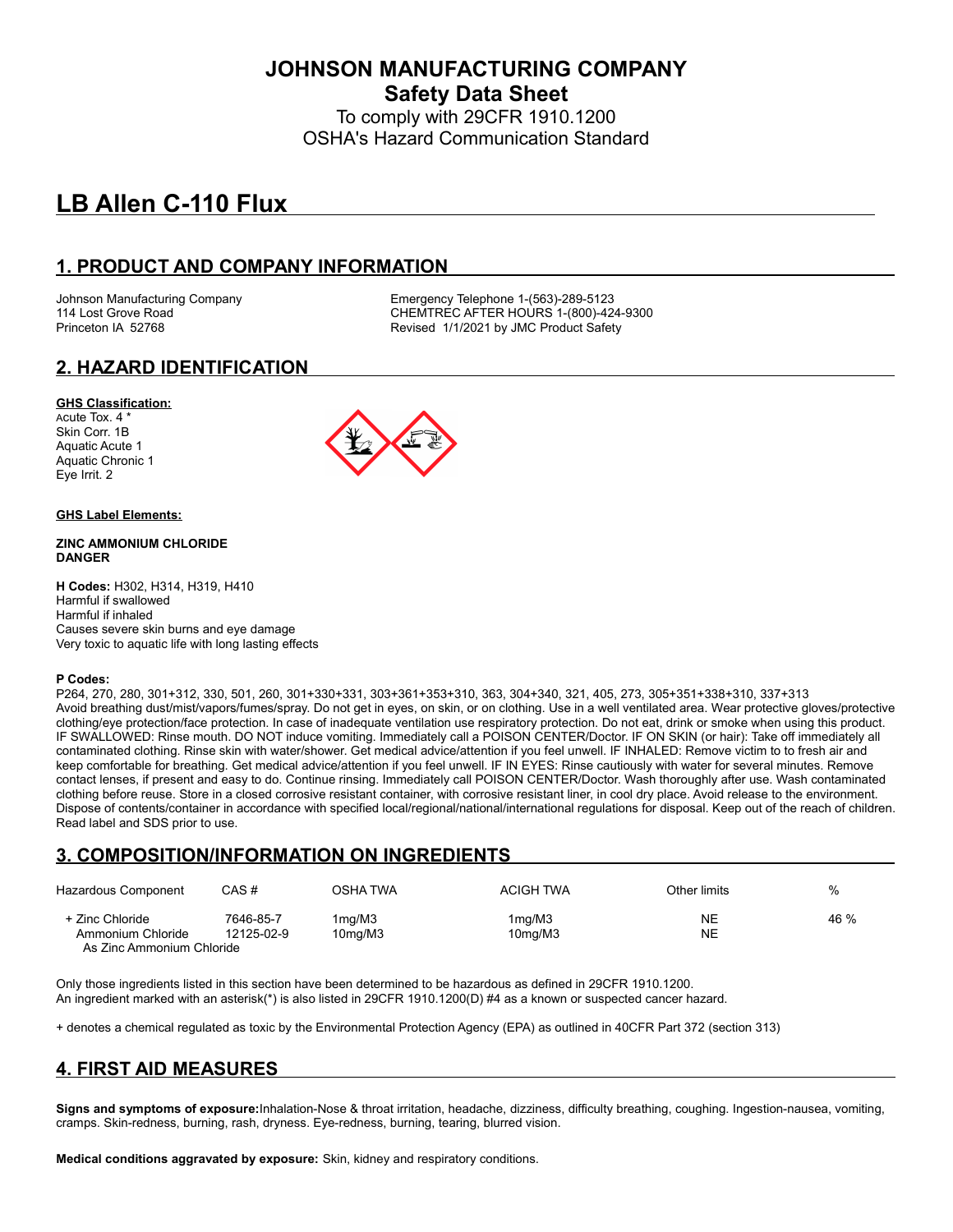# JOHNSON MANUFACTURING COMPANY

## Safety Data Sheet

To comply with 29CFR 1910.1200
OSHA's Hazard Communication Standard

# LB Allen C-110 Flux

## 1. PRODUCT AND COMPANY INFORMATION

Johnson Manufacturing Company
114 Lost Grove Road
Princeton IA 52768

Emergency Telephone 1-(563)-289-5123
CHEMTREC AFTER HOURS 1-(800)-424-9300
Revised 1/1/2021 by JMC Product Safety

## 2. HAZARD IDENTIFICATION

**GHS Classification:**
Acute Tox. 4 *
Skin Corr. 1B
Aquatic Acute 1
Aquatic Chronic 1
Eye Irrit. 2

**GHS Label Elements:**

**ZINC AMMONIUM CHLORIDE**
**DANGER**

**H Codes:** H302, H314, H319, H410
Harmful if swallowed
Harmful if inhaled
Causes severe skin burns and eye damage
Very toxic to aquatic life with long lasting effects

**P Codes:**
P264, 270, 280, 301+312, 330, 501, 260, 301+330+331, 303+361+353+310, 363, 304+340, 321, 405, 273, 305+351+338+310, 337+313
Avoid breathing dust/mist/vapors/fumes/spray. Do not get in eyes, on skin, or on clothing. Use in a well ventilated area. Wear protective gloves/protective clothing/eye protection/face protection. In case of inadequate ventilation use respiratory protection. Do not eat, drink or smoke when using this product. IF SWALLOWED: Rinse mouth. DO NOT induce vomiting. Immediately call a POISON CENTER/Doctor. IF ON SKIN (or hair): Take off immediately all contaminated clothing. Rinse skin with water/shower. Get medical advice/attention if you feel unwell. IF INHALED: Remove victim to to fresh air and keep comfortable for breathing. Get medical advice/attention if you feel unwell. IF IN EYES: Rinse cautiously with water for several minutes. Remove contact lenses, if present and easy to do. Continue rinsing. Immediately call POISON CENTER/Doctor. Wash thoroughly after use. Wash contaminated clothing before reuse. Store in a closed corrosive resistant container, with corrosive resistant liner, in cool dry place. Avoid release to the environment. Dispose of contents/container in accordance with specified local/regional/national/international regulations for disposal. Keep out of the reach of children. Read label and SDS prior to use.

## 3. COMPOSITION/INFORMATION ON INGREDIENTS

| Hazardous Component | CAS # | OSHA TWA | ACIGH TWA | Other limits | % |
|---|---|---|---|---|---|
| + Zinc Chloride | 7646-85-7 | 1mg/M3 | 1mg/M3 | NE | 46 % |
| Ammonium Chloride | 12125-02-9 | 10mg/M3 | 10mg/M3 | NE | |
| As Zinc Ammonium Chloride | | | | | |

Only those ingredients listed in this section have been determined to be hazardous as defined in 29CFR 1910.1200.
An ingredient marked with an asterisk(*) is also listed in 29CFR 1910.1200(D) #4 as a known or suspected cancer hazard.

+ denotes a chemical regulated as toxic by the Environmental Protection Agency (EPA) as outlined in 40CFR Part 372 (section 313)

## 4. FIRST AID MEASURES

**Signs and symptoms of exposure:** Inhalation-Nose & throat irritation, headache, dizziness, difficulty breathing, coughing. Ingestion-nausea, vomiting, cramps. Skin-redness, burning, rash, dryness. Eye-redness, burning, tearing, blurred vision.

**Medical conditions aggravated by exposure:** Skin, kidney and respiratory conditions.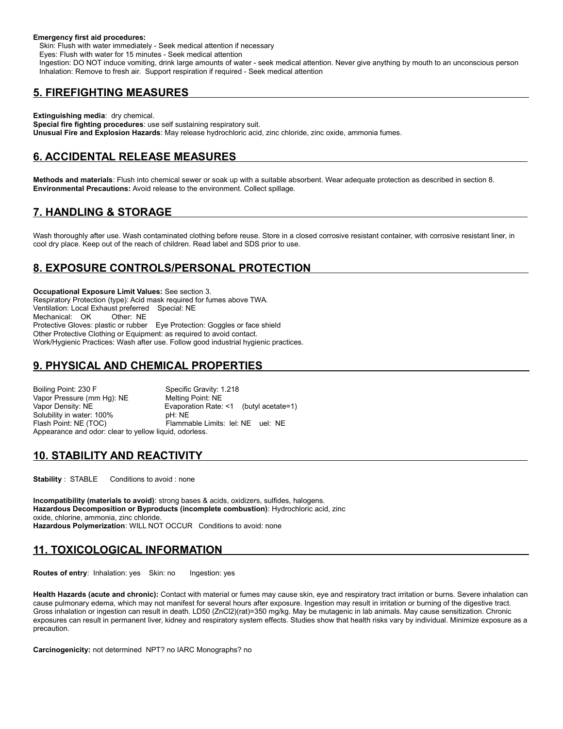**Emergency first aid procedures:**

Skin: Flush with water immediately - Seek medical attention if necessary
Eyes: Flush with water for 15 minutes - Seek medical attention
Ingestion: DO NOT induce vomiting, drink large amounts of water - seek medical attention. Never give anything by mouth to an unconscious person
Inhalation: Remove to fresh air. Support respiration if required - Seek medical attention

## 5. FIREFIGHTING MEASURES

**Extinguishing media**: dry chemical.
**Special fire fighting procedures**: use self sustaining respiratory suit.
**Unusual Fire and Explosion Hazards**: May release hydrochloric acid, zinc chloride, zinc oxide, ammonia fumes.

## 6. ACCIDENTAL RELEASE MEASURES

**Methods and materials**: Flush into chemical sewer or soak up with a suitable absorbent. Wear adequate protection as described in section 8.
**Environmental Precautions:** Avoid release to the environment. Collect spillage.

## 7. HANDLING & STORAGE

Wash thoroughly after use. Wash contaminated clothing before reuse. Store in a closed corrosive resistant container, with corrosive resistant liner, in cool dry place. Keep out of the reach of children. Read label and SDS prior to use.

## 8. EXPOSURE CONTROLS/PERSONAL PROTECTION

**Occupational Exposure Limit Values:** See section 3.
Respiratory Protection (type): Acid mask required for fumes above TWA.
Ventilation: Local Exhaust preferred Special: NE
Mechanical: OK Other: NE
Protective Gloves: plastic or rubber Eye Protection: Goggles or face shield
Other Protective Clothing or Equipment: as required to avoid contact.
Work/Hygienic Practices: Wash after use. Follow good industrial hygienic practices.

## 9. PHYSICAL AND CHEMICAL PROPERTIES

Boiling Point: 230 F
Specific Gravity: 1.218
Vapor Pressure (mm Hg): NE
Melting Point: NE
Vapor Density: NE
Evaporation Rate: <1 (butyl acetate=1)
Solubility in water: 100%
pH: NE
Flash Point: NE (TOC)
Flammable Limits: lel: NE uel: NE
Appearance and odor: clear to yellow liquid, odorless.

## 10. STABILITY AND REACTIVITY

**Stability** : STABLE Conditions to avoid : none

**Incompatibility (materials to avoid)**: strong bases & acids, oxidizers, sulfides, halogens.
**Hazardous Decomposition or Byproducts (incomplete combustion)**: Hydrochloric acid, zinc oxide, chlorine, ammonia, zinc chloride.
**Hazardous Polymerization**: WILL NOT OCCUR Conditions to avoid: none

## 11. TOXICOLOGICAL INFORMATION

**Routes of entry**: Inhalation: yes Skin: no Ingestion: yes

**Health Hazards (acute and chronic):** Contact with material or fumes may cause skin, eye and respiratory tract irritation or burns. Severe inhalation can cause pulmonary edema, which may not manifest for several hours after exposure. Ingestion may result in irritation or burning of the digestive tract. Gross inhalation or ingestion can result in death. LD50 ($ZnCl_2$)(rat)=350 mg/kg. May be mutagenic in lab animals. May cause sensitization. Chronic exposures can result in permanent liver, kidney and respiratory system effects. Studies show that health risks vary by individual. Minimize exposure as a precaution.

**Carcinogenicity:** not determined NPT? no IARC Monographs? no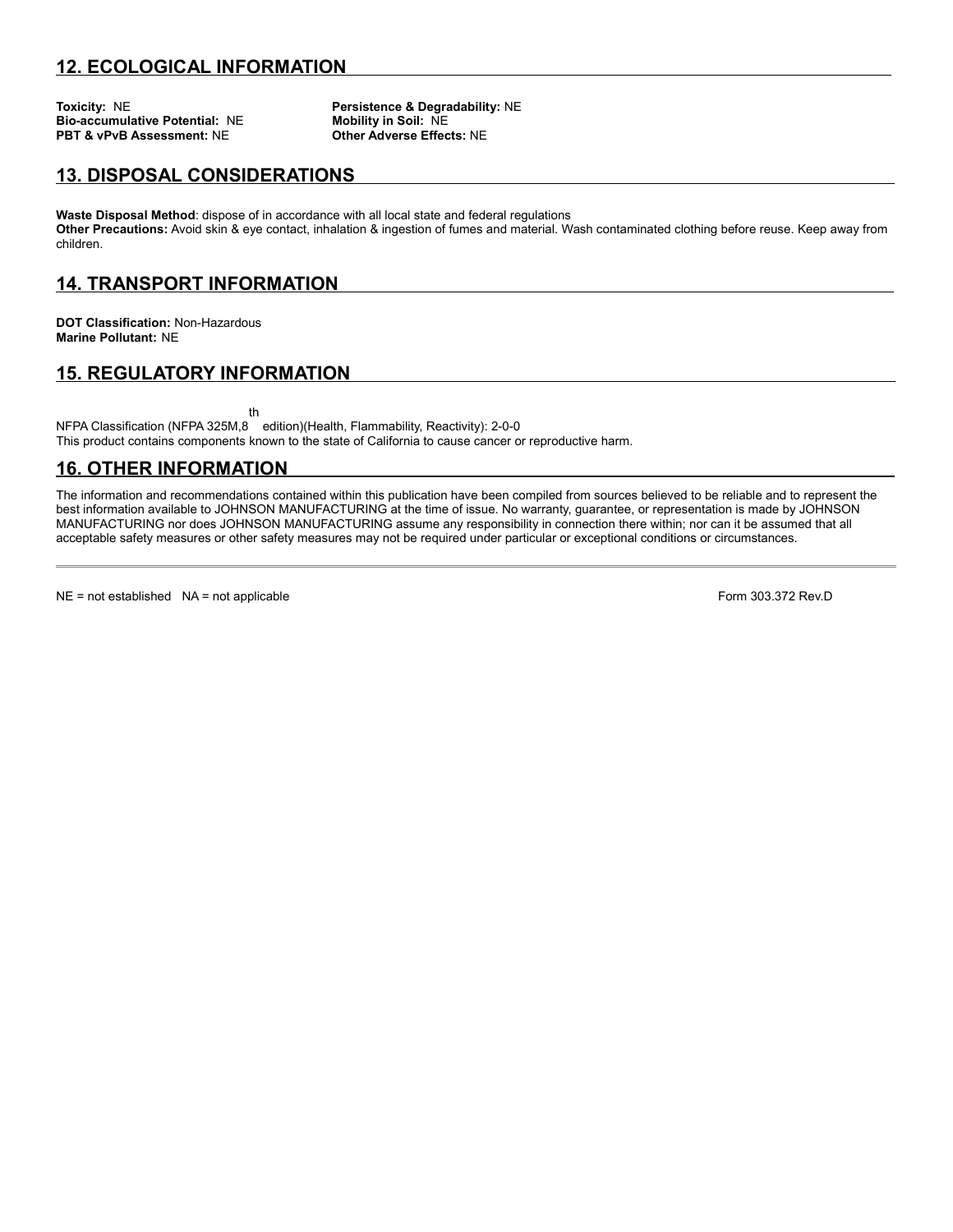## 12. ECOLOGICAL INFORMATION

**Toxicity:** NE
**Bio-accumulative Potential:** NE
**PBT & vPvB Assessment:** NE
**Persistence & Degradability:** NE
**Mobility in Soil:** NE
**Other Adverse Effects:** NE

## 13. DISPOSAL CONSIDERATIONS

**Waste Disposal Method**: dispose of in accordance with all local state and federal regulations
**Other Precautions:** Avoid skin & eye contact, inhalation & ingestion of fumes and material. Wash contaminated clothing before reuse. Keep away from children.

## 14. TRANSPORT INFORMATION

**DOT Classification:** Non-Hazardous
**Marine Pollutant:** NE

## 15. REGULATORY INFORMATION

NFPA Classification (NFPA 325M,8th edition)(Health, Flammability, Reactivity): 2-0-0
This product contains components known to the state of California to cause cancer or reproductive harm.

## 16. OTHER INFORMATION

The information and recommendations contained within this publication have been compiled from sources believed to be reliable and to represent the best information available to JOHNSON MANUFACTURING at the time of issue. No warranty, guarantee, or representation is made by JOHNSON MANUFACTURING nor does JOHNSON MANUFACTURING assume any responsibility in connection there within; nor can it be assumed that all acceptable safety measures or other safety measures may not be required under particular or exceptional conditions or circumstances.

---

NE = not established   NA = not applicable

Form 303.372 Rev.D